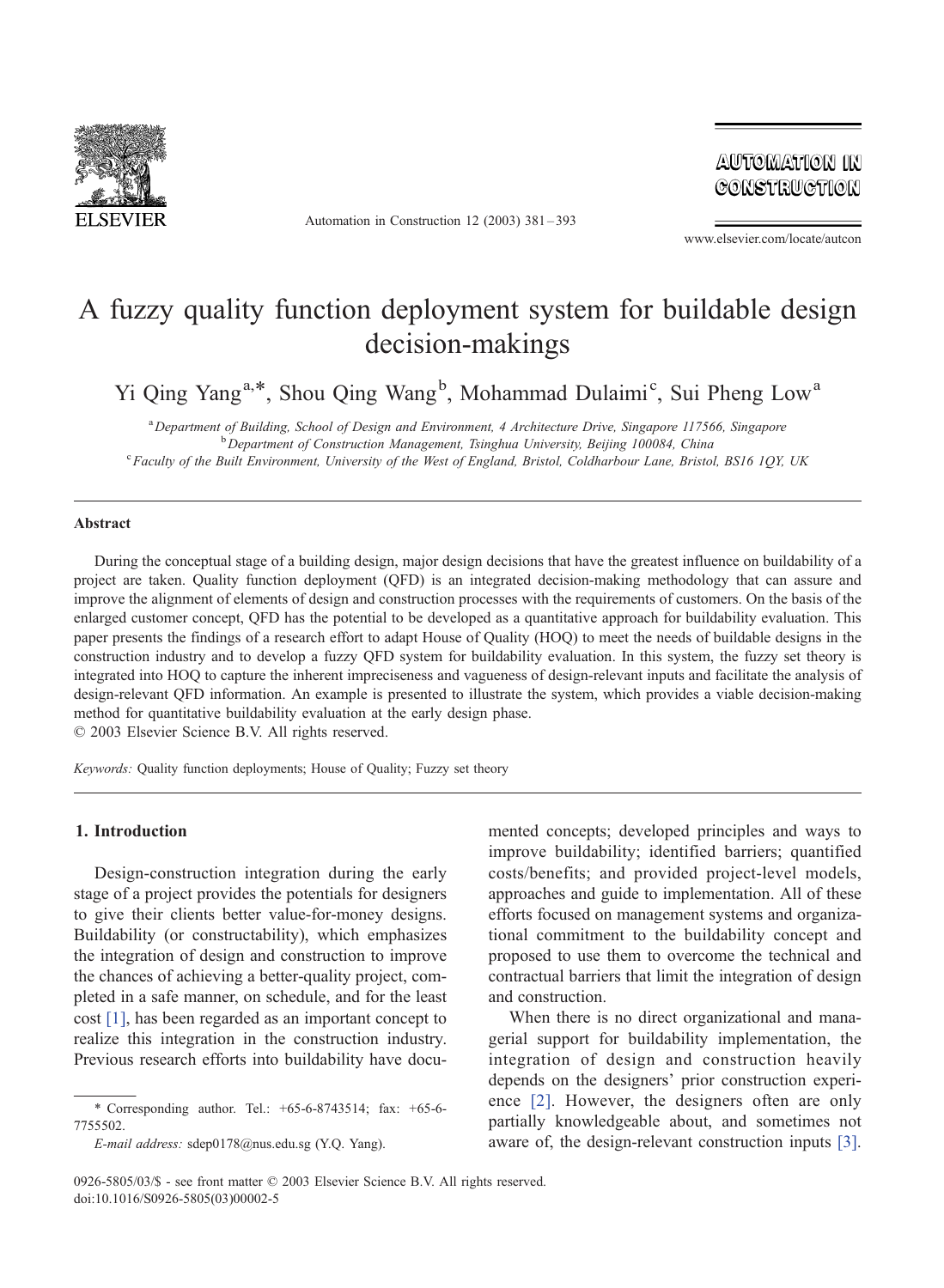# A fuzzy quality function deployment system for buildable design decision-makings

Yi Qing Yang[a,*], Shou Qing Wang[b], Mohammad Dulaimi[c], Sui Pheng Low[a]

[a] *Department of Building, School of Design and Environment, 4 Architecture Drive, Singapore 117566, Singapore*
[b] *Department of Construction Management, Tsinghua University, Beijing 100084, China*
[c] *Faculty of the Built Environment, University of the West of England, Bristol, Coldharbour Lane, Bristol, BS16 1QY, UK*

## Abstract

During the conceptual stage of a building design, major design decisions that have the greatest influence on buildability of a project are taken. Quality function deployment (QFD) is an integrated decision-making methodology that can assure and improve the alignment of elements of design and construction processes with the requirements of customers. On the basis of the enlarged customer concept, QFD has the potential to be developed as a quantitative approach for buildability evaluation. This paper presents the findings of a research effort to adapt House of Quality (HOQ) to meet the needs of buildable designs in the construction industry and to develop a fuzzy QFD system for buildability evaluation. In this system, the fuzzy set theory is integrated into HOQ to capture the inherent impreciseness and vagueness of design-relevant inputs and facilitate the analysis of design-relevant QFD information. An example is presented to illustrate the system, which provides a viable decision-making method for quantitative buildability evaluation at the early design phase.
© 2003 Elsevier Science B.V. All rights reserved.

*Keywords:* Quality function deployments; House of Quality; Fuzzy set theory

## 1. Introduction

Design-construction integration during the early stage of a project provides the potentials for designers to give their clients better value-for-money designs. Buildability (or constructability), which emphasizes the integration of design and construction to improve the chances of achieving a better-quality project, completed in a safe manner, on schedule, and for the least cost [1], has been regarded as an important concept to realize this integration in the construction industry. Previous research efforts into buildability have documented concepts; developed principles and ways to improve buildability; identified barriers; quantified costs/benefits; and provided project-level models, approaches and guide to implementation. All of these efforts focused on management systems and organizational commitment to the buildability concept and proposed to use them to overcome the technical and contractual barriers that limit the integration of design and construction.

When there is no direct organizational and managerial support for buildability implementation, the integration of design and construction heavily depends on the designers' prior construction experience [2]. However, the designers often are only partially knowledgeable about, and sometimes not aware of, the design-relevant construction inputs [3].

\* Corresponding author. Tel.: +65-6-8743514; fax: +65-6-7755502.
*E-mail address:* sdep0178@nus.edu.sg (Y.Q. Yang).

0926-5805/03/$ - see front matter © 2003 Elsevier Science B.V. All rights reserved.
doi:10.1016/S0926-5805(03)00002-5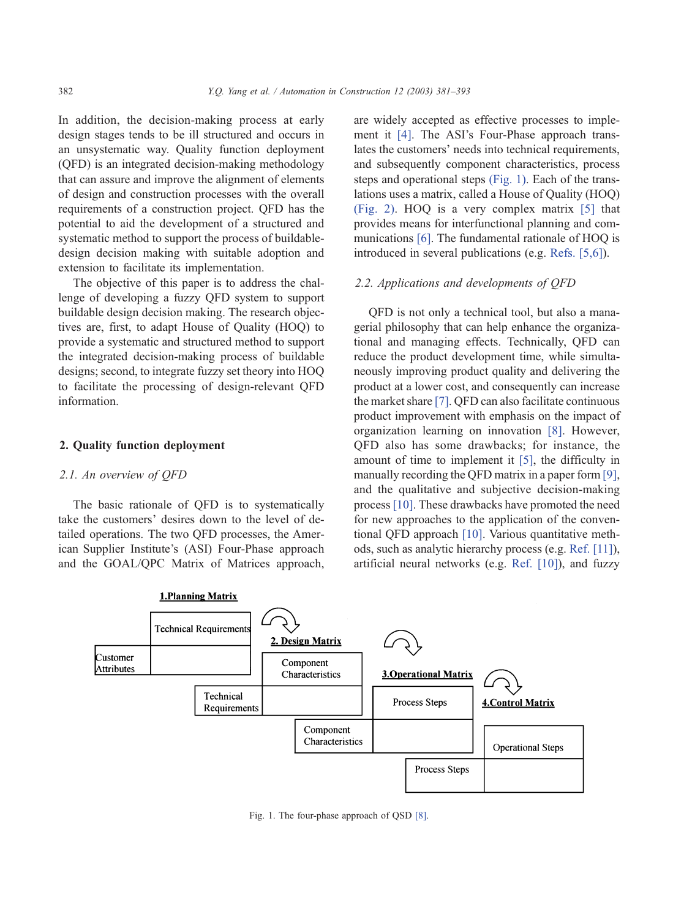In addition, the decision-making process at early design stages tends to be ill structured and occurs in an unsystematic way. Quality function deployment (QFD) is an integrated decision-making methodology that can assure and improve the alignment of elements of design and construction processes with the overall requirements of a construction project. QFD has the potential to aid the development of a structured and systematic method to support the process of buildable-design decision making with suitable adoption and extension to facilitate its implementation.

The objective of this paper is to address the challenge of developing a fuzzy QFD system to support buildable design decision making. The research objectives are, first, to adapt House of Quality (HOQ) to provide a systematic and structured method to support the integrated decision-making process of buildable designs; second, to integrate fuzzy set theory into HOQ to facilitate the processing of design-relevant QFD information.

## 2. Quality function deployment

### 2.1. An overview of QFD

The basic rationale of QFD is to systematically take the customers' desires down to the level of detailed operations. The two QFD processes, the American Supplier Institute's (ASI) Four-Phase approach and the GOAL/QPC Matrix of Matrices approach, are widely accepted as effective processes to implement it [4]. The ASI's Four-Phase approach translates the customers' needs into technical requirements, and subsequently component characteristics, process steps and operational steps (Fig. 1). Each of the translations uses a matrix, called a House of Quality (HOQ) (Fig. 2). HOQ is a very complex matrix [5] that provides means for interfunctional planning and communications [6]. The fundamental rationale of HOQ is introduced in several publications (e.g. Refs. [5,6]).

### 2.2. Applications and developments of QFD

QFD is not only a technical tool, but also a managerial philosophy that can help enhance the organizational and managing effects. Technically, QFD can reduce the product development time, while simultaneously improving product quality and delivering the product at a lower cost, and consequently can increase the market share [7]. QFD can also facilitate continuous product improvement with emphasis on the impact of organization learning on innovation [8]. However, QFD also has some drawbacks; for instance, the amount of time to implement it [5], the difficulty in manually recording the QFD matrix in a paper form [9], and the qualitative and subjective decision-making process [10]. These drawbacks have promoted the need for new approaches to the application of the conventional QFD approach [10]. Various quantitative methods, such as analytic hierarchy process (e.g. Ref. [11]), artificial neural networks (e.g. Ref. [10]), and fuzzy

**1.Planning Matrix** — Customer Attributes / Technical Requirements

**2. Design Matrix** — Technical Requirements / Component Characteristics

**3.Operational Matrix** — Component Characteristics / Process Steps

**4.Control Matrix** — Process Steps / Operational Steps

Fig. 1. The four-phase approach of QSD [8].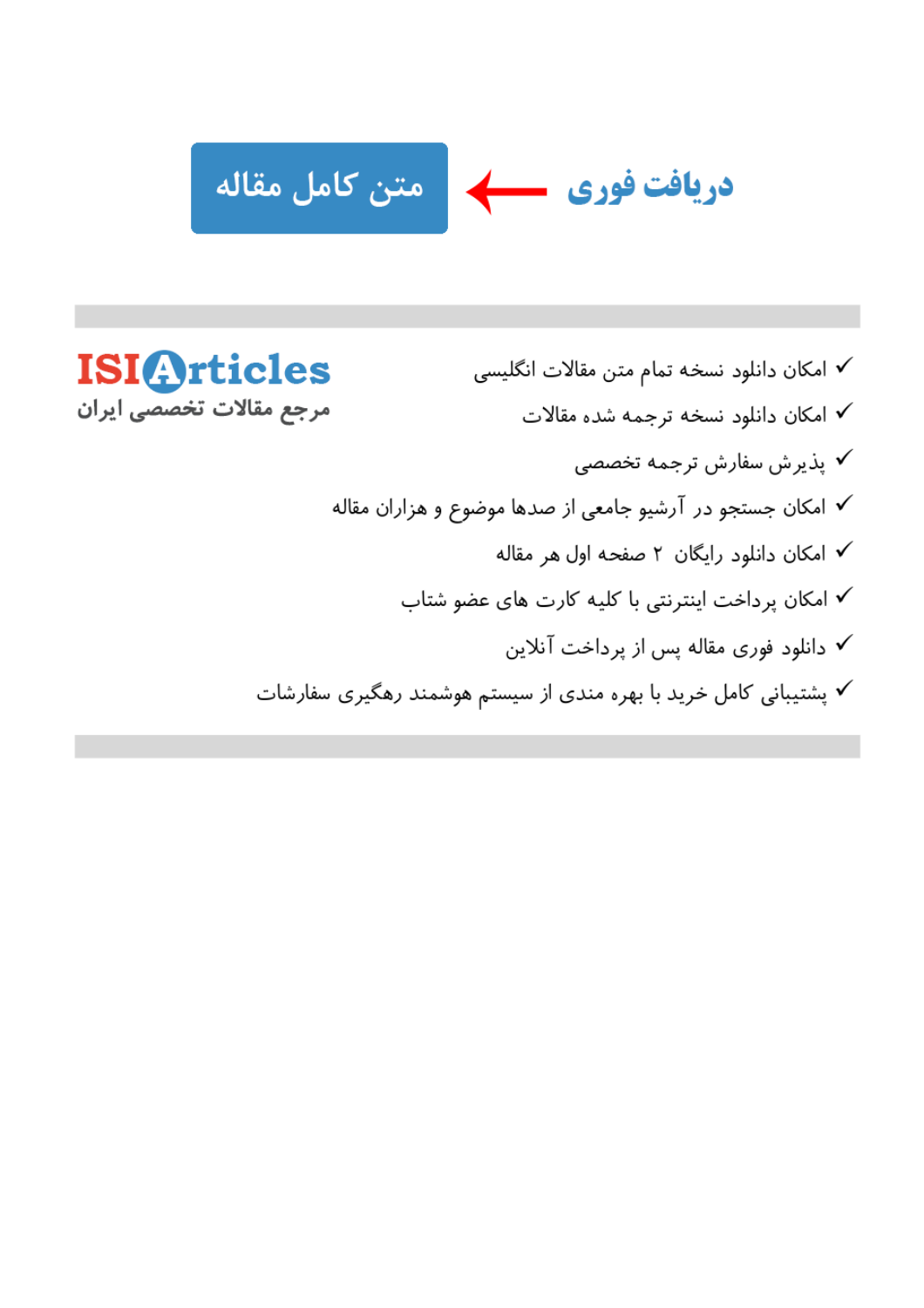**دریافت فوری** ← **متن کامل مقاله**

**ISIArticles**
مرجع مقالات تخصصی ایران

- ✓ امکان دانلود نسخه تمام متن مقالات انگلیسی
- ✓ امکان دانلود نسخه ترجمه شده مقالات
- ✓ پذیرش سفارش ترجمه تخصصی
- ✓ امکان جستجو در آرشیو جامعی از صدها موضوع و هزاران مقاله
- ✓ امکان دانلود رایگان ۲ صفحه اول هر مقاله
- ✓ امکان پرداخت اینترنتی با کلیه کارت های عضو شتاب
- ✓ دانلود فوری مقاله پس از پرداخت آنلاین
- ✓ پشتیبانی کامل خرید با بهره مندی از سیستم هوشمند رهگیری سفارشات